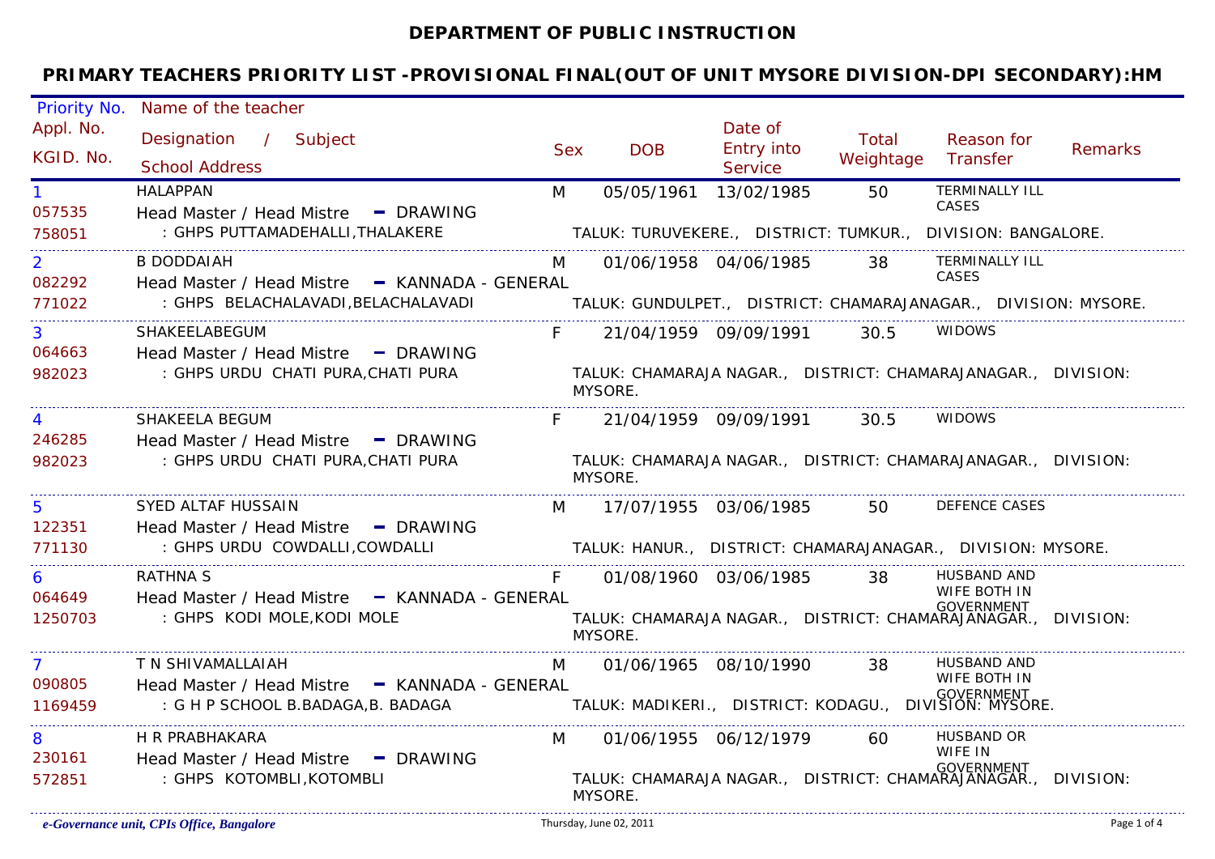# DEPARTMENT OF PUBLIC INSTRUCTION

## PRIMARY TEACHERS PRIORITY LIST -PROVISIONAL FINAL(OUT OF UNIT MYSORE DIVISION-DPI SECONDARY):HM

| Priority No. / Appl. No. / KGID. No. | Name of the teacher / Designation / Subject / School Address | Sex | DOB | Date of Entry into Service | Total Weightage | Reason for Transfer | Remarks |
|---|---|---|---|---|---|---|---|
| 1 / 057535 / 758051 | HALAPPAN / Head Master / Head Mistre - DRAWING / : GHPS PUTTAMADEHALLI,THALAKERE — TALUK: TURUVEKERE., DISTRICT: TUMKUR., DIVISION: BANGALORE. | M | 05/05/1961 | 13/02/1985 | 50 | TERMINALLY ILL CASES | |
| 2 / 082292 / 771022 | B DODDAIAH / Head Master / Head Mistre - KANNADA - GENERAL / : GHPS BELACHALAVADI,BELACHALAVADI — TALUK: GUNDULPET., DISTRICT: CHAMARAJANAGAR., DIVISION: MYSORE. | M | 01/06/1958 | 04/06/1985 | 38 | TERMINALLY ILL CASES | |
| 3 / 064663 / 982023 | SHAKEELABEGUM / Head Master / Head Mistre - DRAWING / : GHPS URDU CHATI PURA,CHATI PURA — TALUK: CHAMARAJA NAGAR., DISTRICT: CHAMARAJANAGAR., DIVISION: MYSORE. | F | 21/04/1959 | 09/09/1991 | 30.5 | WIDOWS | |
| 4 / 246285 / 982023 | SHAKEELA BEGUM / Head Master / Head Mistre - DRAWING / : GHPS URDU CHATI PURA,CHATI PURA — TALUK: CHAMARAJA NAGAR., DISTRICT: CHAMARAJANAGAR., DIVISION: MYSORE. | F | 21/04/1959 | 09/09/1991 | 30.5 | WIDOWS | |
| 5 / 122351 / 771130 | SYED ALTAF HUSSAIN / Head Master / Head Mistre - DRAWING / : GHPS URDU COWDALLI,COWDALLI — TALUK: HANUR., DISTRICT: CHAMARAJANAGAR., DIVISION: MYSORE. | M | 17/07/1955 | 03/06/1985 | 50 | DEFENCE CASES | |
| 6 / 064649 / 1250703 | RATHNA S / Head Master / Head Mistre - KANNADA - GENERAL / : GHPS KODI MOLE,KODI MOLE — TALUK: CHAMARAJA NAGAR., DISTRICT: CHAMARAJANAGAR., DIVISION: MYSORE. | F | 01/08/1960 | 03/06/1985 | 38 | HUSBAND AND WIFE BOTH IN GOVERNMENT | |
| 7 / 090805 / 1169459 | T N SHIVAMALLAIAH / Head Master / Head Mistre - KANNADA - GENERAL / : G H P SCHOOL B.BADAGA,B. BADAGA — TALUK: MADIKERI., DISTRICT: KODAGU., DIVISION: MYSORE. | M | 01/06/1965 | 08/10/1990 | 38 | HUSBAND AND WIFE BOTH IN GOVERNMENT | |
| 8 / 230161 / 572851 | H R PRABHAKARA / Head Master / Head Mistre - DRAWING / : GHPS KOTOMBLI,KOTOMBLI — TALUK: CHAMARAJA NAGAR., DISTRICT: CHAMARAJANAGAR., DIVISION: MYSORE. | M | 01/06/1955 | 06/12/1979 | 60 | HUSBAND OR WIFE IN GOVERNMENT | |

*e-Governance unit, CPIs Office, Bangalore* — Thursday, June 02, 2011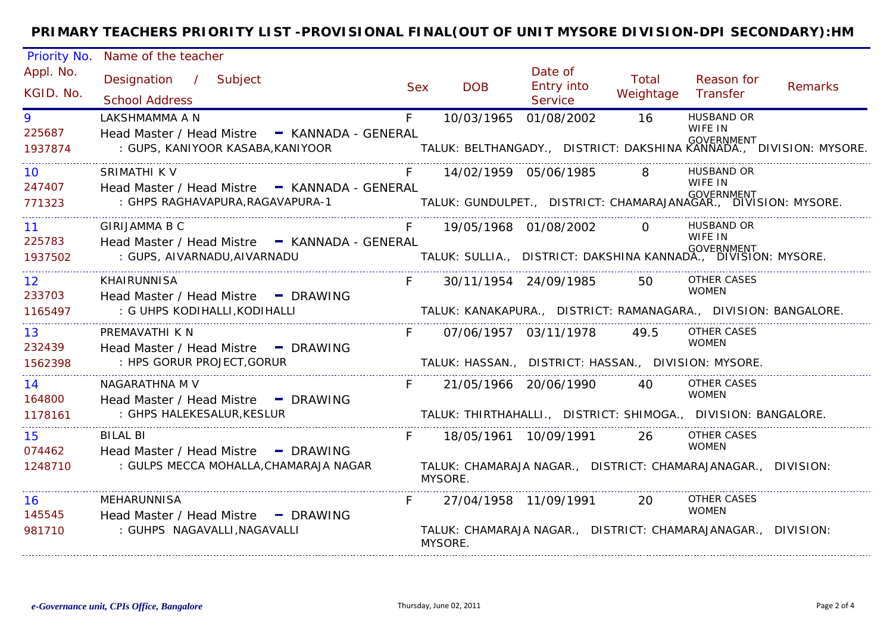## PRIMARY TEACHERS PRIORITY LIST -PROVISIONAL FINAL(OUT OF UNIT MYSORE DIVISION-DPI SECONDARY):HM

| Priority No. / Appl. No. / KGID. No. | Name of the teacher / Designation / Subject / School Address | Sex | DOB | Date of Entry into Service | Total Weightage | Reason for Transfer | Remarks |
|---|---|---|---|---|---|---|---|
| 9 / 225687 / 1937874 | LAKSHMAMMA A N / Head Master / Head Mistre - KANNADA - GENERAL / : GUPS, KANIYOOR KASABA,KANIYOOR TALUK: BELTHANGADY., DISTRICT: DAKSHINA KANNADA., DIVISION: MYSORE. | F | 10/03/1965 | 01/08/2002 | 16 | HUSBAND OR WIFE IN GOVERNMENT | |
| 10 / 247407 / 771323 | SRIMATHI K V / Head Master / Head Mistre - KANNADA - GENERAL / : GHPS RAGHAVAPURA,RAGAVAPURA-1 TALUK: GUNDULPET., DISTRICT: CHAMARAJANAGAR., DIVISION: MYSORE. | F | 14/02/1959 | 05/06/1985 | 8 | HUSBAND OR WIFE IN GOVERNMENT | |
| 11 / 225783 / 1937502 | GIRIJAMMA B C / Head Master / Head Mistre - KANNADA - GENERAL / : GUPS, AIVARNADU,AIVARNADU TALUK: SULLIA., DISTRICT: DAKSHINA KANNADA., DIVISION: MYSORE. | F | 19/05/1968 | 01/08/2002 | 0 | HUSBAND OR WIFE IN GOVERNMENT | |
| 12 / 233703 / 1165497 | KHAIRUNNISA / Head Master / Head Mistre - DRAWING / : G UHPS KODIHALLI,KODIHALLI TALUK: KANAKAPURA., DISTRICT: RAMANAGARA., DIVISION: BANGALORE. | F | 30/11/1954 | 24/09/1985 | 50 | OTHER CASES WOMEN | |
| 13 / 232439 / 1562398 | PREMAVATHI K N / Head Master / Head Mistre - DRAWING / : HPS GORUR PROJECT,GORUR TALUK: HASSAN., DISTRICT: HASSAN., DIVISION: MYSORE. | F | 07/06/1957 | 03/11/1978 | 49.5 | OTHER CASES WOMEN | |
| 14 / 164800 / 1178161 | NAGARATHNA M V / Head Master / Head Mistre - DRAWING / : GHPS HALEKESALUR,KESLUR TALUK: THIRTHAHALLI., DISTRICT: SHIMOGA., DIVISION: BANGALORE. | F | 21/05/1966 | 20/06/1990 | 40 | OTHER CASES WOMEN | |
| 15 / 074462 / 1248710 | BILAL BI / Head Master / Head Mistre - DRAWING / : GULPS MECCA MOHALLA,CHAMARAJA NAGAR TALUK: CHAMARAJA NAGAR., DISTRICT: CHAMARAJANAGAR., DIVISION: MYSORE. | F | 18/05/1961 | 10/09/1991 | 26 | OTHER CASES WOMEN | |
| 16 / 145545 / 981710 | MEHARUNNISA / Head Master / Head Mistre - DRAWING / : GUHPS NAGAVALLI,NAGAVALLI TALUK: CHAMARAJA NAGAR., DISTRICT: CHAMARAJANAGAR., DIVISION: MYSORE. | F | 27/04/1958 | 11/09/1991 | 20 | OTHER CASES WOMEN | |

*e-Governance unit, CPIs Office, Bangalore* — Thursday, June 02, 2011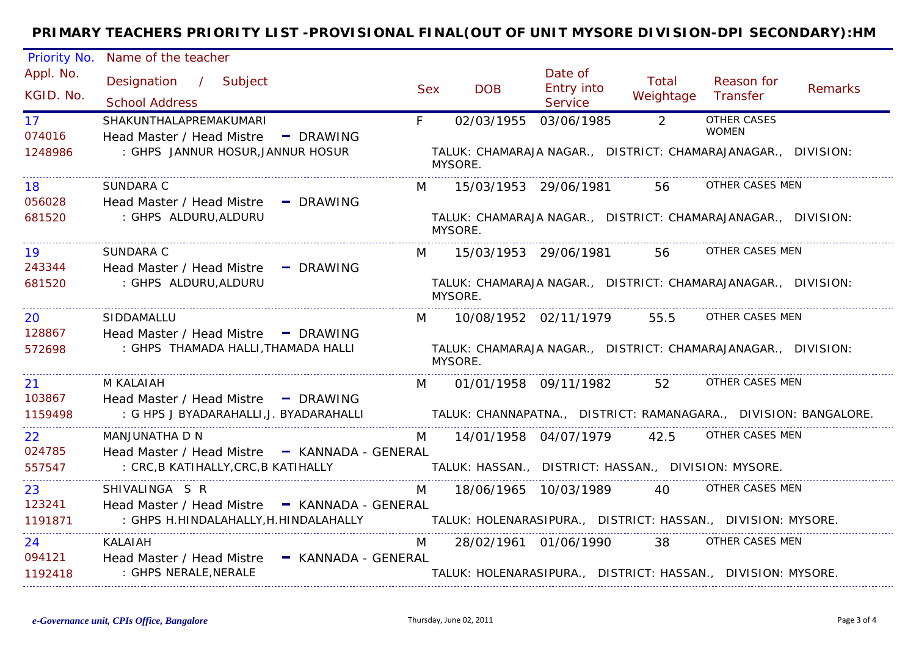## PRIMARY TEACHERS PRIORITY LIST -PROVISIONAL FINAL(OUT OF UNIT MYSORE DIVISION-DPI SECONDARY):HM

| Priority No. / Appl. No. / KGID. No. | Name of the teacher / Designation / Subject / School Address | Sex | DOB | Date of Entry into Service | Total Weightage | Reason for Transfer | Remarks |
|---|---|---|---|---|---|---|---|
| 17 / 074016 / 1248986 | SHAKUNTHALAPREMAKUMARI / Head Master / Head Mistre - DRAWING / : GHPS JANNUR HOSUR,JANNUR HOSUR — TALUK: CHAMARAJA NAGAR., DISTRICT: CHAMARAJANAGAR., DIVISION: MYSORE. | F | 02/03/1955 | 03/06/1985 | 2 | OTHER CASES WOMEN | |
| 18 / 056028 / 681520 | SUNDARA C / Head Master / Head Mistre - DRAWING / : GHPS ALDURU,ALDURU — TALUK: CHAMARAJA NAGAR., DISTRICT: CHAMARAJANAGAR., DIVISION: MYSORE. | M | 15/03/1953 | 29/06/1981 | 56 | OTHER CASES MEN | |
| 19 / 243344 / 681520 | SUNDARA C / Head Master / Head Mistre - DRAWING / : GHPS ALDURU,ALDURU — TALUK: CHAMARAJA NAGAR., DISTRICT: CHAMARAJANAGAR., DIVISION: MYSORE. | M | 15/03/1953 | 29/06/1981 | 56 | OTHER CASES MEN | |
| 20 / 128867 / 572698 | SIDDAMALLU / Head Master / Head Mistre - DRAWING / : GHPS THAMADA HALLI,THAMADA HALLI — TALUK: CHAMARAJA NAGAR., DISTRICT: CHAMARAJANAGAR., DIVISION: MYSORE. | M | 10/08/1952 | 02/11/1979 | 55.5 | OTHER CASES MEN | |
| 21 / 103867 / 1159498 | M KALAIAH / Head Master / Head Mistre - DRAWING / : G HPS J BYADARAHALLI,J. BYADARAHALLI — TALUK: CHANNAPATNA., DISTRICT: RAMANAGARA., DIVISION: BANGALORE. | M | 01/01/1958 | 09/11/1982 | 52 | OTHER CASES MEN | |
| 22 / 024785 / 557547 | MANJUNATHA D N / Head Master / Head Mistre - KANNADA - GENERAL / : CRC,B KATIHALLY,CRC,B KATIHALLY — TALUK: HASSAN., DISTRICT: HASSAN., DIVISION: MYSORE. | M | 14/01/1958 | 04/07/1979 | 42.5 | OTHER CASES MEN | |
| 23 / 123241 / 1191871 | SHIVALINGA S R / Head Master / Head Mistre - KANNADA - GENERAL / : GHPS H.HINDALAHALLY,H.HINDALAHALLY — TALUK: HOLENARASIPURA., DISTRICT: HASSAN., DIVISION: MYSORE. | M | 18/06/1965 | 10/03/1989 | 40 | OTHER CASES MEN | |
| 24 / 094121 / 1192418 | KALAIAH / Head Master / Head Mistre - KANNADA - GENERAL / : GHPS NERALE,NERALE — TALUK: HOLENARASIPURA., DISTRICT: HASSAN., DIVISION: MYSORE. | M | 28/02/1961 | 01/06/1990 | 38 | OTHER CASES MEN | |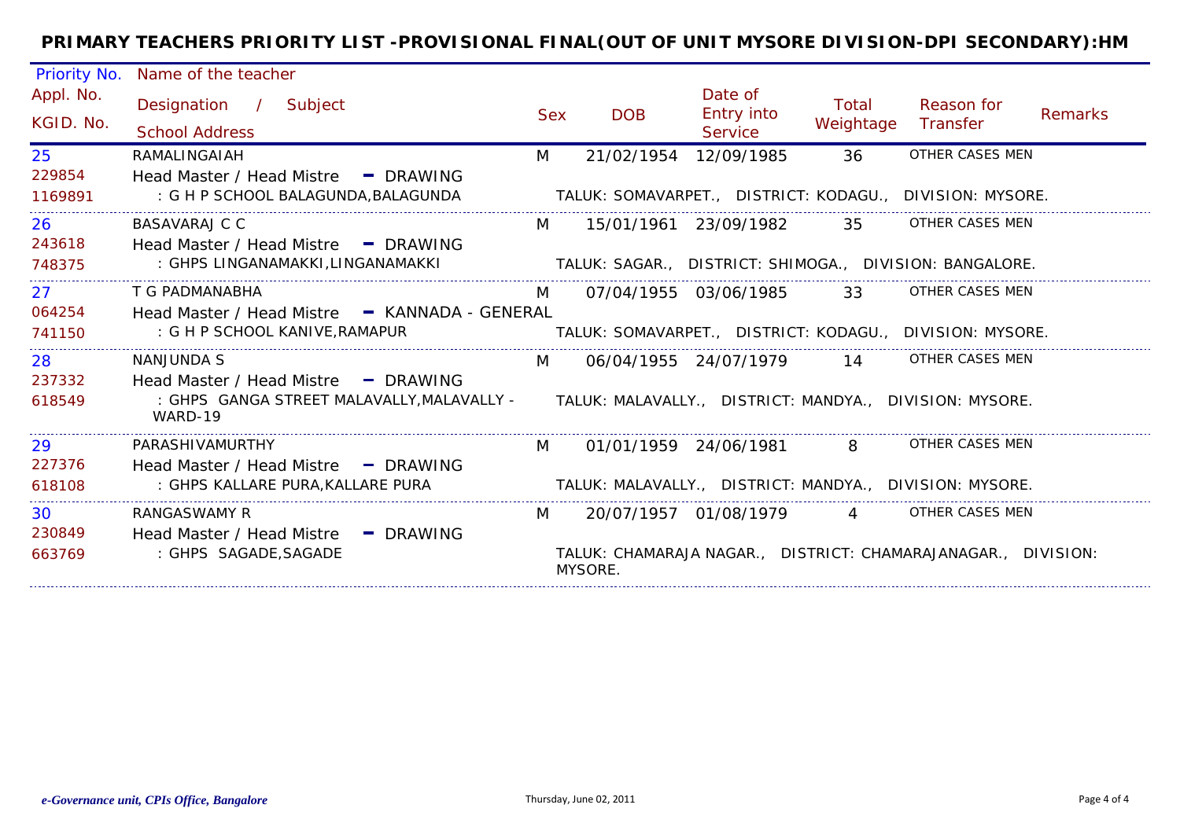# PRIMARY TEACHERS PRIORITY LIST -PROVISIONAL FINAL(OUT OF UNIT MYSORE DIVISION-DPI SECONDARY):HM

| Priority No. / Appl. No. / KGID. No. | Name of the teacher / Designation / Subject / School Address | Sex | DOB | Date of Entry into Service | Total Weightage | Reason for Transfer | Remarks |
|---|---|---|---|---|---|---|---|
| 25<br>229854<br>1169891 | RAMALINGAIAH<br>Head Master / Head Mistre - DRAWING<br>: G H P SCHOOL BALAGUNDA,BALAGUNDA<br>TALUK: SOMAVARPET., DISTRICT: KODAGU., DIVISION: MYSORE. | M | 21/02/1954 | 12/09/1985 | 36 | OTHER CASES MEN | |
| 26<br>243618<br>748375 | BASAVARAJ C C<br>Head Master / Head Mistre - DRAWING<br>: GHPS LINGANAMAKKI,LINGANAMAKKI<br>TALUK: SAGAR., DISTRICT: SHIMOGA., DIVISION: BANGALORE. | M | 15/01/1961 | 23/09/1982 | 35 | OTHER CASES MEN | |
| 27<br>064254<br>741150 | T G PADMANABHA<br>Head Master / Head Mistre - KANNADA - GENERAL<br>: G H P SCHOOL KANIVE,RAMAPUR<br>TALUK: SOMAVARPET., DISTRICT: KODAGU., DIVISION: MYSORE. | M | 07/04/1955 | 03/06/1985 | 33 | OTHER CASES MEN | |
| 28<br>237332<br>618549 | NANJUNDA S<br>Head Master / Head Mistre - DRAWING<br>: GHPS GANGA STREET MALAVALLY,MALAVALLY - WARD-19<br>TALUK: MALAVALLY., DISTRICT: MANDYA., DIVISION: MYSORE. | M | 06/04/1955 | 24/07/1979 | 14 | OTHER CASES MEN | |
| 29<br>227376<br>618108 | PARASHIVAMURTHY<br>Head Master / Head Mistre - DRAWING<br>: GHPS KALLARE PURA,KALLARE PURA<br>TALUK: MALAVALLY., DISTRICT: MANDYA., DIVISION: MYSORE. | M | 01/01/1959 | 24/06/1981 | 8 | OTHER CASES MEN | |
| 30<br>230849<br>663769 | RANGASWAMY R<br>Head Master / Head Mistre - DRAWING<br>: GHPS SAGADE,SAGADE<br>TALUK: CHAMARAJA NAGAR., DISTRICT: CHAMARAJANAGAR., DIVISION: MYSORE. | M | 20/07/1957 | 01/08/1979 | 4 | OTHER CASES MEN | |

*e-Governance unit, CPIs Office, Bangalore*

Thursday, June 02, 2011